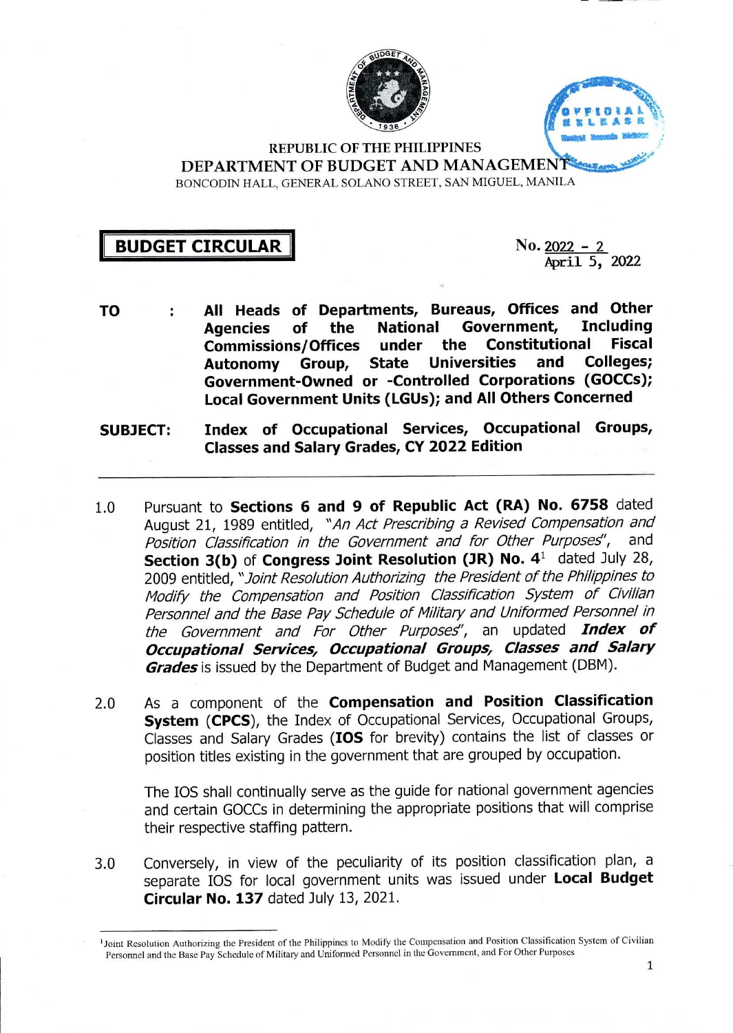REPUBLIC OF THE PHILIPPINES

DEPARTMENT OF BUDGET AND MANAGEMENT

BONCODIN HALL, GENERAL SOLANO STREET, SAN MIGUEL, MANILA

**BUDGET CIRCULAR**

No. 2022 - 2
April 5, 2022

**TO :** **All Heads of Departments, Bureaus, Offices and Other Agencies of the National Government, Including Commissions/Offices under the Constitutional Fiscal Autonomy Group, State Universities and Colleges; Government-Owned or -Controlled Corporations (GOCCs); Local Government Units (LGUs); and All Others Concerned**

**SUBJECT:** **Index of Occupational Services, Occupational Groups, Classes and Salary Grades, CY 2022 Edition**

---

1.0 Pursuant to **Sections 6 and 9 of Republic Act (RA) No. 6758** dated August 21, 1989 entitled, *"An Act Prescribing a Revised Compensation and Position Classification in the Government and for Other Purposes"*, and **Section 3(b)** of **Congress Joint Resolution (JR) No. 4**[1] dated July 28, 2009 entitled, *"Joint Resolution Authorizing the President of the Philippines to Modify the Compensation and Position Classification System of Civilian Personnel and the Base Pay Schedule of Military and Uniformed Personnel in the Government and For Other Purposes"*, an updated ***Index of Occupational Services, Occupational Groups, Classes and Salary Grades*** is issued by the Department of Budget and Management (DBM).

2.0 As a component of the **Compensation and Position Classification System** (**CPCS**), the Index of Occupational Services, Occupational Groups, Classes and Salary Grades (**IOS** for brevity) contains the list of classes or position titles existing in the government that are grouped by occupation.

The IOS shall continually serve as the guide for national government agencies and certain GOCCs in determining the appropriate positions that will comprise their respective staffing pattern.

3.0 Conversely, in view of the peculiarity of its position classification plan, a separate IOS for local government units was issued under **Local Budget Circular No. 137** dated July 13, 2021.

---

[1]Joint Resolution Authorizing the President of the Philippines to Modify the Compensation and Position Classification System of Civilian Personnel and the Base Pay Schedule of Military and Uniformed Personnel in the Government, and For Other Purposes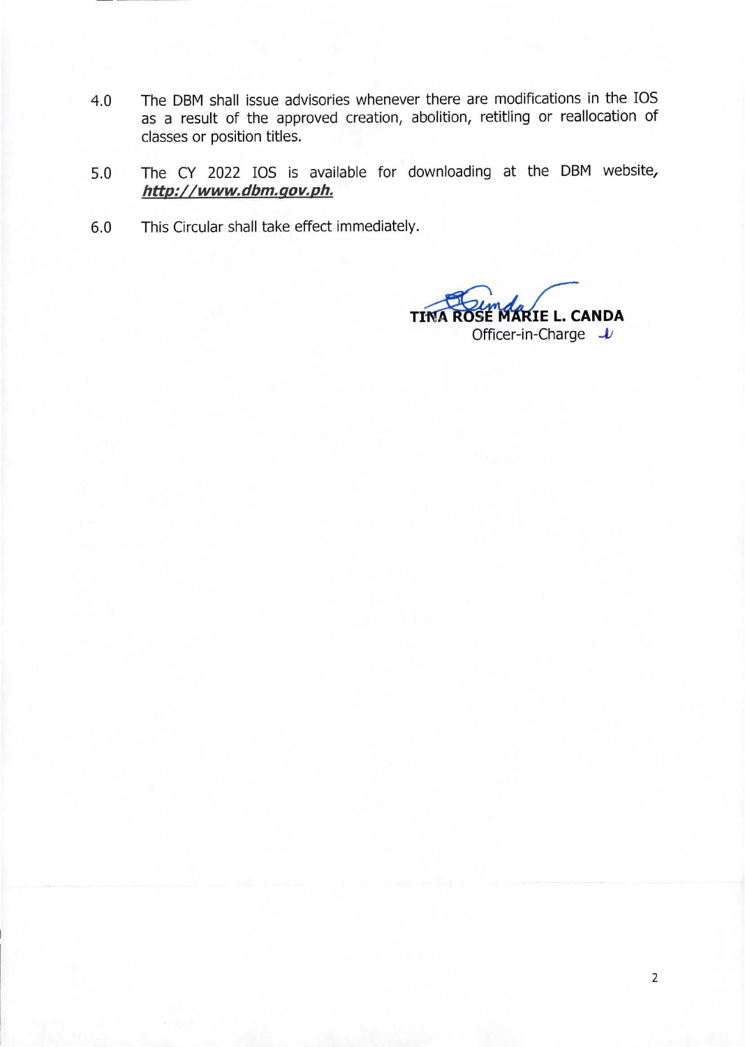4.0 The DBM shall issue advisories whenever there are modifications in the IOS as a result of the approved creation, abolition, retitling or reallocation of classes or position titles.

5.0 The CY 2022 IOS is available for downloading at the DBM website, ***http://www.dbm.gov.ph.***

6.0 This Circular shall take effect immediately.

**TINA ROSE MARIE L. CANDA**
Officer-in-Charge